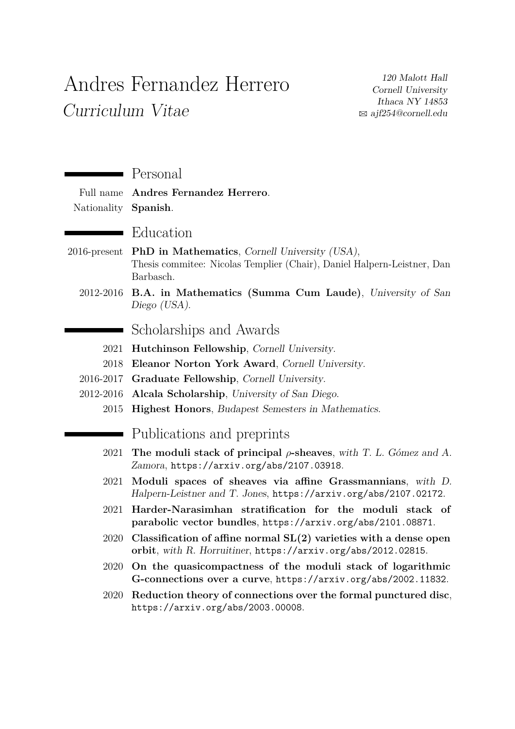# Andres Fernandez Herrero

*Curriculum Vitae*

*120 Malott Hall*
*Cornell University*
*Ithaca NY 14853*
✉ *ajf254@cornell.edu*

## Personal

Full name **Andres Fernandez Herrero**.

Nationality **Spanish**.

## Education

2016-present **PhD in Mathematics**, *Cornell University (USA)*,
Thesis commitee: Nicolas Templier (Chair), Daniel Halpern-Leistner, Dan Barbasch.

2012-2016 **B.A. in Mathematics (Summa Cum Laude)**, *University of San Diego (USA)*.

## Scholarships and Awards

2021 **Hutchinson Fellowship**, *Cornell University*.

2018 **Eleanor Norton York Award**, *Cornell University*.

2016-2017 **Graduate Fellowship**, *Cornell University*.

2012-2016 **Alcala Scholarship**, *University of San Diego*.

2015 **Highest Honors**, *Budapest Semesters in Mathematics*.

## Publications and preprints

2021 **The moduli stack of principal $\rho$-sheaves**, *with T. L. Gómez and A. Zamora*, `https://arxiv.org/abs/2107.03918`.

2021 **Moduli spaces of sheaves via affine Grassmannians**, *with D. Halpern-Leistner and T. Jones*, `https://arxiv.org/abs/2107.02172`.

2021 **Harder-Narasimhan stratification for the moduli stack of parabolic vector bundles**, `https://arxiv.org/abs/2101.08871`.

2020 **Classification of affine normal SL(2) varieties with a dense open orbit**, *with R. Horruitiner*, `https://arxiv.org/abs/2012.02815`.

2020 **On the quasicompactness of the moduli stack of logarithmic G-connections over a curve**, `https://arxiv.org/abs/2002.11832`.

2020 **Reduction theory of connections over the formal punctured disc**, `https://arxiv.org/abs/2003.00008`.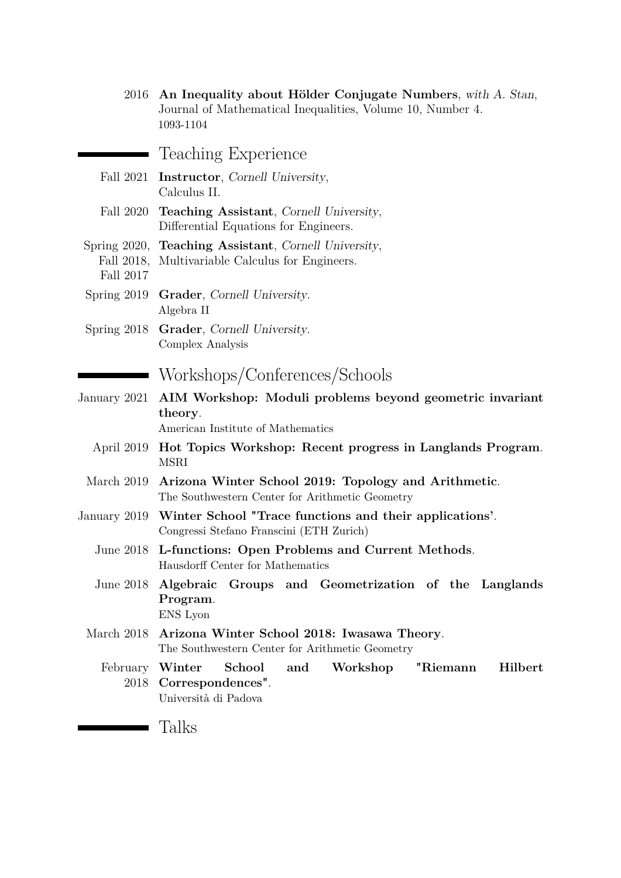2016 **An Inequality about Hölder Conjugate Numbers**, *with A. Stan*, Journal of Mathematical Inequalities, Volume 10, Number 4. 1093-1104

## Teaching Experience

Fall 2021 **Instructor**, *Cornell University*, Calculus II.

Fall 2020 **Teaching Assistant**, *Cornell University*, Differential Equations for Engineers.

Spring 2020, Fall 2018, Fall 2017 **Teaching Assistant**, *Cornell University*, Multivariable Calculus for Engineers.

Spring 2019 **Grader**, *Cornell University*. Algebra II

Spring 2018 **Grader**, *Cornell University*. Complex Analysis

## Workshops/Conferences/Schools

January 2021 **AIM Workshop: Moduli problems beyond geometric invariant theory**. American Institute of Mathematics

April 2019 **Hot Topics Workshop: Recent progress in Langlands Program**. MSRI

March 2019 **Arizona Winter School 2019: Topology and Arithmetic**. The Southwestern Center for Arithmetic Geometry

January 2019 **Winter School "Trace functions and their applications'**. Congressi Stefano Franscini (ETH Zurich)

June 2018 **L-functions: Open Problems and Current Methods**. Hausdorff Center for Mathematics

June 2018 **Algebraic Groups and Geometrization of the Langlands Program**. ENS Lyon

March 2018 **Arizona Winter School 2018: Iwasawa Theory**. The Southwestern Center for Arithmetic Geometry

February 2018 **Winter School and Workshop "Riemann Hilbert Correspondences"**. Università di Padova

## Talks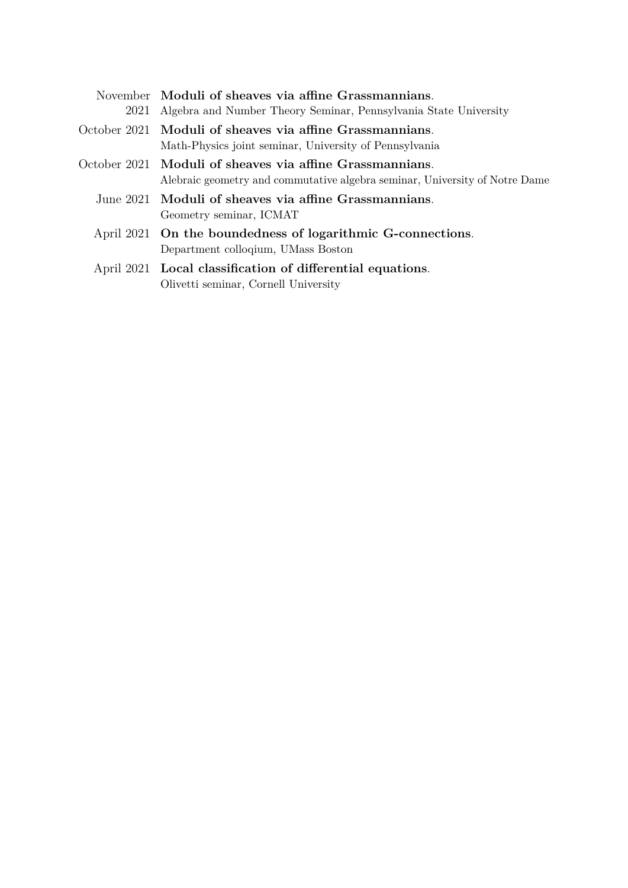November 2021 **Moduli of sheaves via affine Grassmannians**.
Algebra and Number Theory Seminar, Pennsylvania State University

October 2021 **Moduli of sheaves via affine Grassmannians**.
Math-Physics joint seminar, University of Pennsylvania

October 2021 **Moduli of sheaves via affine Grassmannians**.
Alebraic geometry and commutative algebra seminar, University of Notre Dame

June 2021 **Moduli of sheaves via affine Grassmannians**.
Geometry seminar, ICMAT

April 2021 **On the boundedness of logarithmic G-connections**.
Department colloqium, UMass Boston

April 2021 **Local classification of differential equations**.
Olivetti seminar, Cornell University